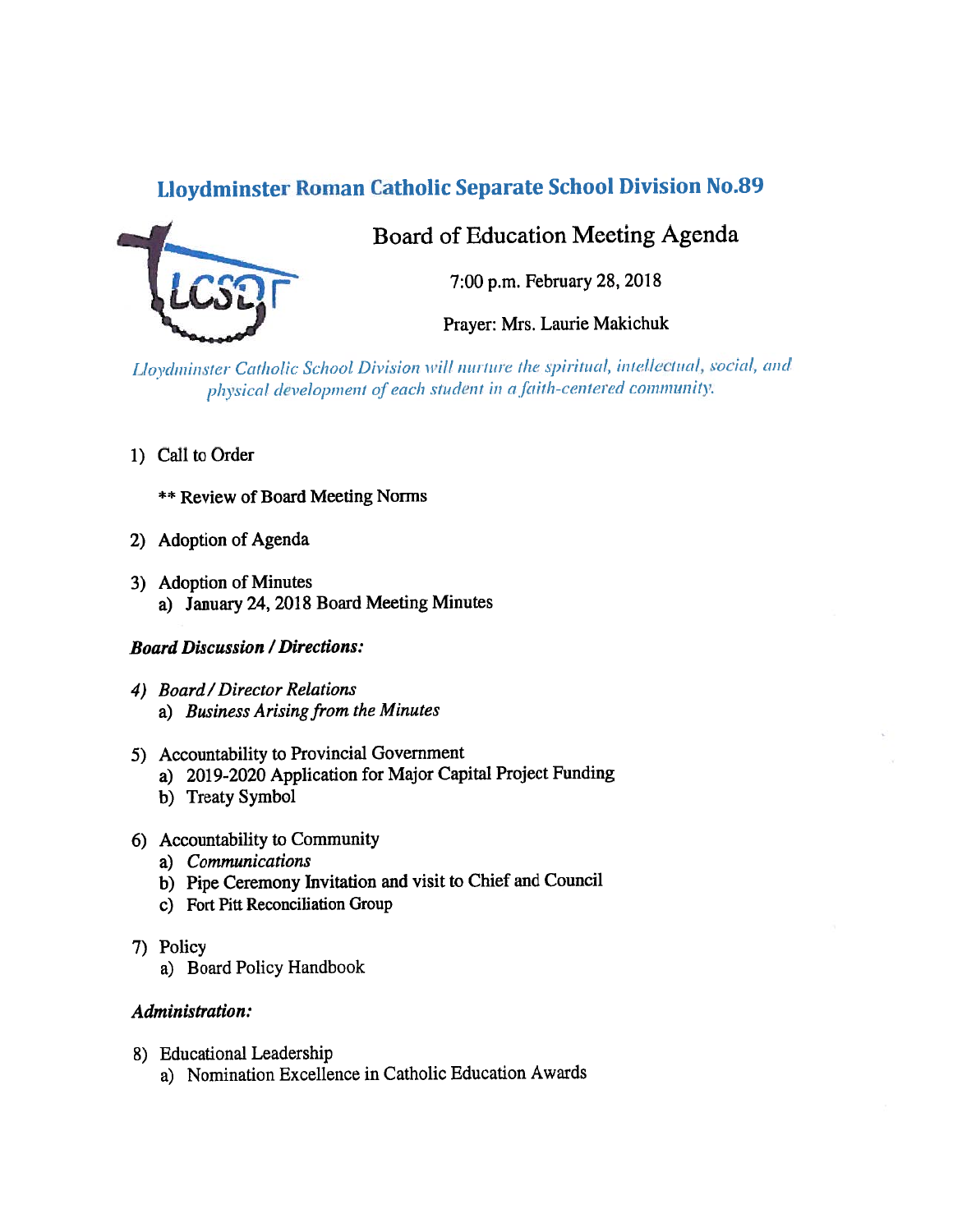# Lloydminster Roman Catholic Separate School Division No.89

## Board of Education Meeting Agenda

7:00 p.m. February 28, 2018

Prayer: Mrs. Laurie Makichuk

*Lloydminster Catholic School Division will nurture the spiritual, intellectual, social, and physical development of each student in a faith-centered community.*

1) Call to Order

   ** Review of Board Meeting Norms

2) Adoption of Agenda

3) Adoption of Minutes
   a) January 24, 2018 Board Meeting Minutes

***Board Discussion / Directions:***

4) *Board / Director Relations*
   a) *Business Arising from the Minutes*

5) Accountability to Provincial Government
   a) 2019-2020 Application for Major Capital Project Funding
   b) Treaty Symbol

6) Accountability to Community
   a) *Communications*
   b) Pipe Ceremony Invitation and visit to Chief and Council
   c) Fort Pitt Reconciliation Group

7) Policy
   a) Board Policy Handbook

***Administration:***

8) Educational Leadership
   a) Nomination Excellence in Catholic Education Awards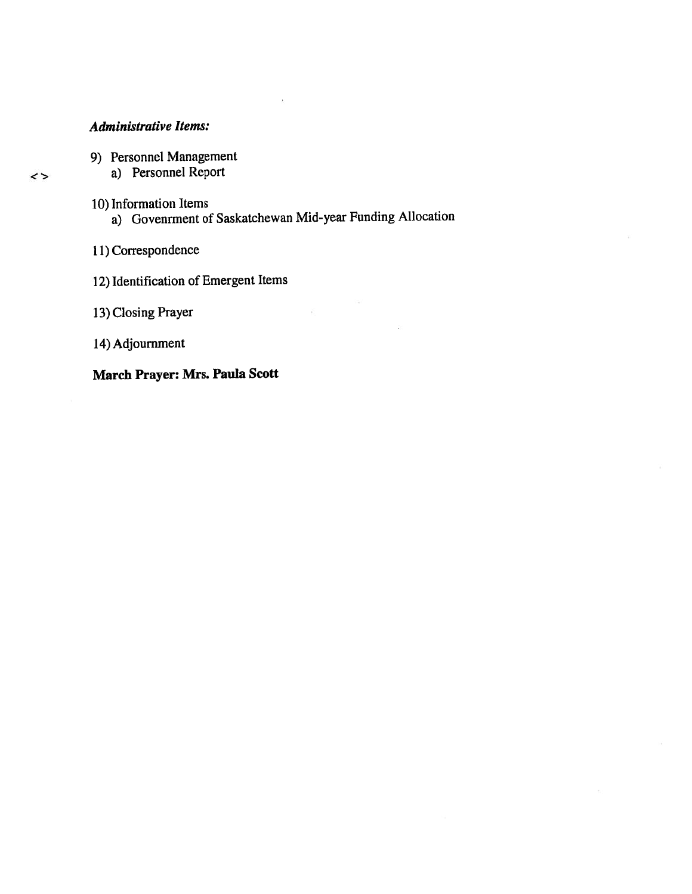***Administrative Items:***

9) Personnel Management
   <> a) Personnel Report

10) Information Items
    a) Govenrment of Saskatchewan Mid-year Funding Allocation

11) Correspondence

12) Identification of Emergent Items

13) Closing Prayer

14) Adjournment

**March Prayer: Mrs. Paula Scott**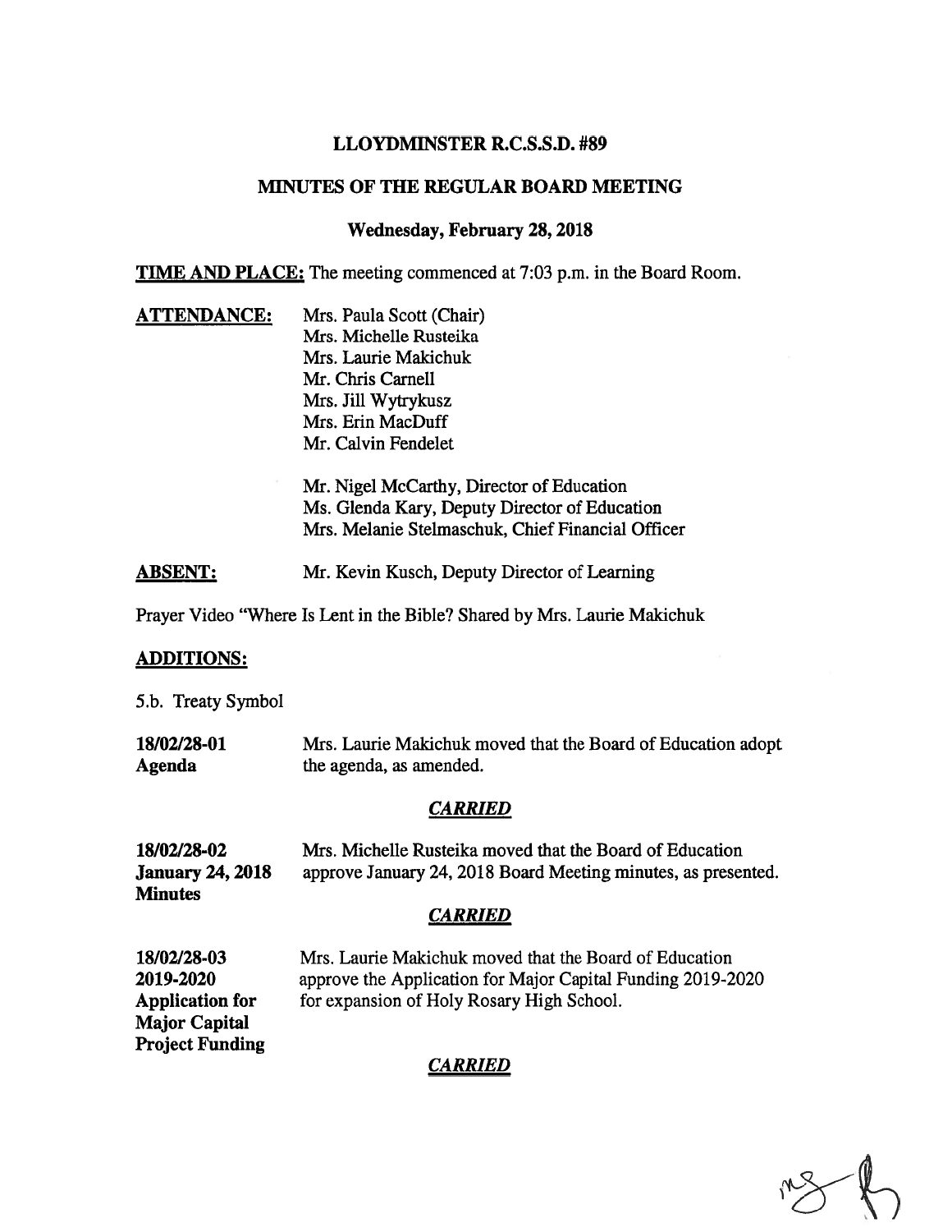**LLOYDMINSTER R.C.S.S.D. #89**

**MINUTES OF THE REGULAR BOARD MEETING**

**Wednesday, February 28, 2018**

**TIME AND PLACE:** The meeting commenced at 7:03 p.m. in the Board Room.

**ATTENDANCE:**

Mrs. Paula Scott (Chair)
Mrs. Michelle Rusteika
Mrs. Laurie Makichuk
Mr. Chris Carnell
Mrs. Jill Wytrykusz
Mrs. Erin MacDuff
Mr. Calvin Fendelet

Mr. Nigel McCarthy, Director of Education
Ms. Glenda Kary, Deputy Director of Education
Mrs. Melanie Stelmaschuk, Chief Financial Officer

**ABSENT:** Mr. Kevin Kusch, Deputy Director of Learning

Prayer Video "Where Is Lent in the Bible? Shared by Mrs. Laurie Makichuk

**ADDITIONS:**

5.b. Treaty Symbol

**18/02/28-01**
**Agenda**

Mrs. Laurie Makichuk moved that the Board of Education adopt the agenda, as amended.

***CARRIED***

**18/02/28-02**
**January 24, 2018 Minutes**

Mrs. Michelle Rusteika moved that the Board of Education approve January 24, 2018 Board Meeting minutes, as presented.

***CARRIED***

**18/02/28-03**
**2019-2020 Application for Major Capital Project Funding**

Mrs. Laurie Makichuk moved that the Board of Education approve the Application for Major Capital Funding 2019-2020 for expansion of Holy Rosary High School.

***CARRIED***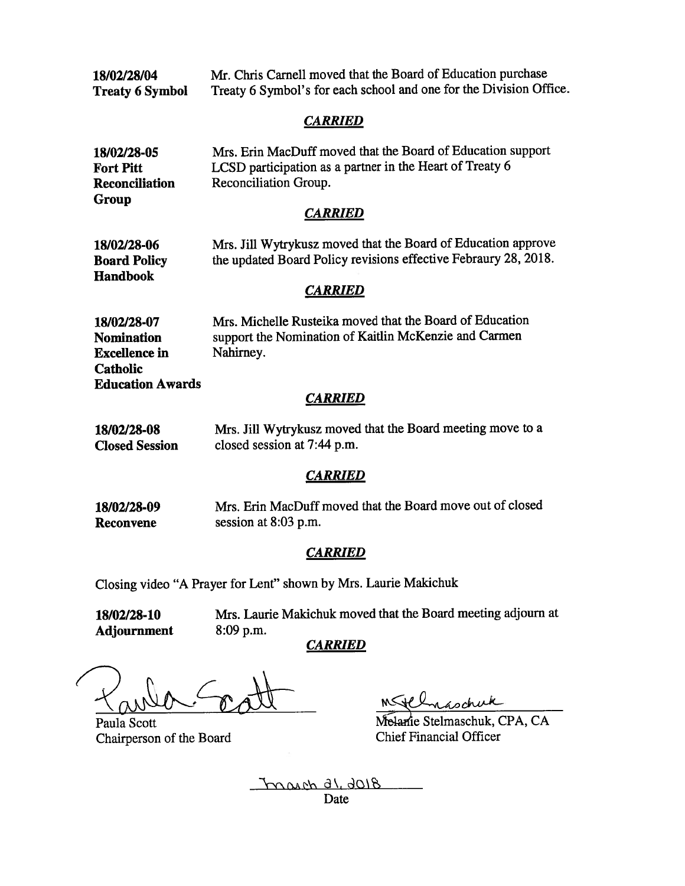**18/02/28/04**
**Treaty 6 Symbol**

Mr. Chris Carnell moved that the Board of Education purchase Treaty 6 Symbol's for each school and one for the Division Office.

***CARRIED***

**18/02/28-05**
**Fort Pitt Reconciliation Group**

Mrs. Erin MacDuff moved that the Board of Education support LCSD participation as a partner in the Heart of Treaty 6 Reconciliation Group.

***CARRIED***

**18/02/28-06**
**Board Policy Handbook**

Mrs. Jill Wytrykusz moved that the Board of Education approve the updated Board Policy revisions effective Febraury 28, 2018.

***CARRIED***

**18/02/28-07**
**Nomination Excellence in Catholic Education Awards**

Mrs. Michelle Rusteika moved that the Board of Education support the Nomination of Kaitlin McKenzie and Carmen Nahirney.

***CARRIED***

**18/02/28-08**
**Closed Session**

Mrs. Jill Wytrykusz moved that the Board meeting move to a closed session at 7:44 p.m.

***CARRIED***

**18/02/28-09**
**Reconvene**

Mrs. Erin MacDuff moved that the Board move out of closed session at 8:03 p.m.

***CARRIED***

Closing video "A Prayer for Lent" shown by Mrs. Laurie Makichuk

**18/02/28-10**
**Adjournment**

Mrs. Laurie Makichuk moved that the Board meeting adjourn at 8:09 p.m.

***CARRIED***

Paula Scott
Chairperson of the Board

Melanie Stelmaschuk, CPA, CA
Chief Financial Officer

March 21, 2018
Date